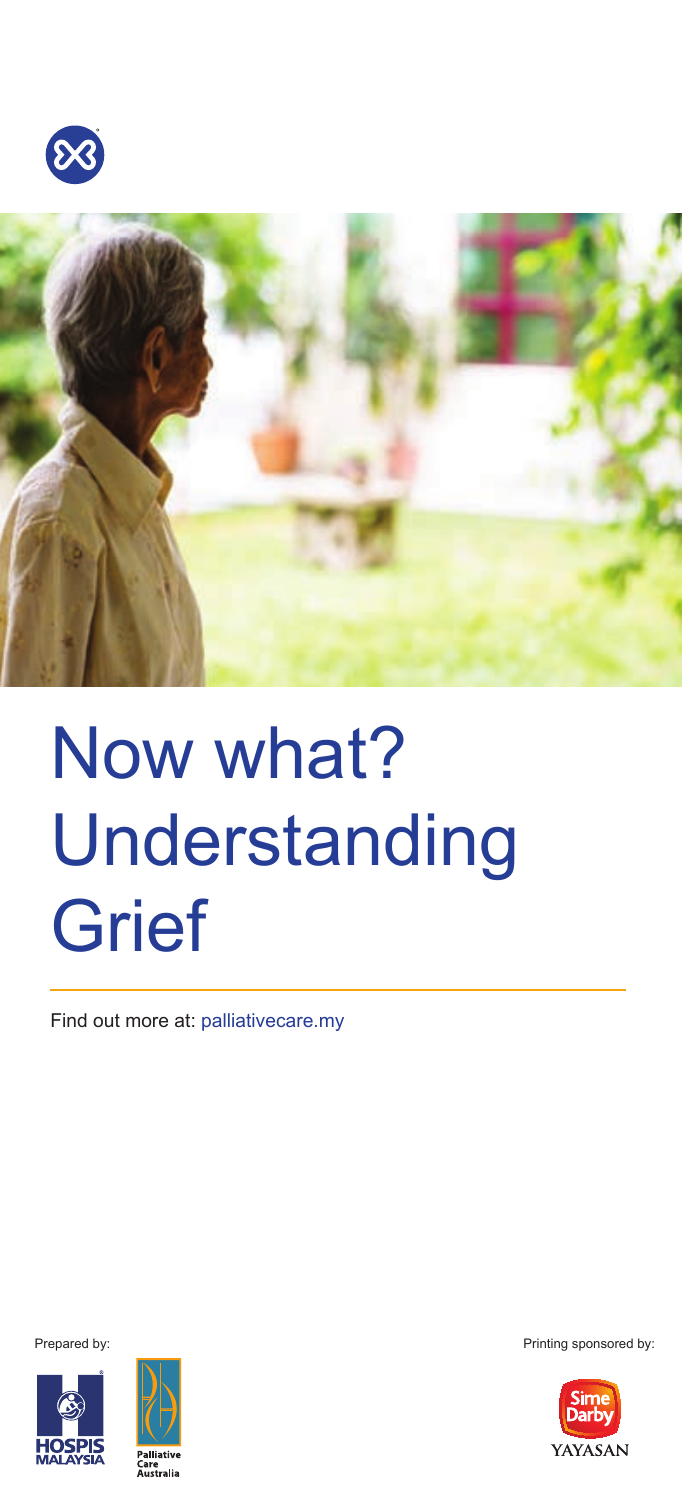# Now what? Understanding Grief

Find out more at: palliativecare.my

Prepared by:

HOSPIS MALAYSIA

Palliative Care Australia

Printing sponsored by:

Sime Darby YAYASAN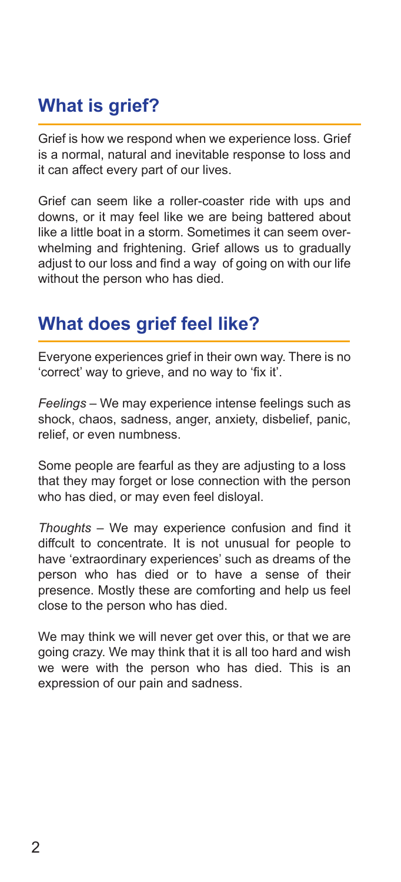## What is grief?

Grief is how we respond when we experience loss. Grief is a normal, natural and inevitable response to loss and it can affect every part of our lives.

Grief can seem like a roller-coaster ride with ups and downs, or it may feel like we are being battered about like a little boat in a storm. Sometimes it can seem overwhelming and frightening. Grief allows us to gradually adjust to our loss and find a way of going on with our life without the person who has died.

## What does grief feel like?

Everyone experiences grief in their own way. There is no 'correct' way to grieve, and no way to 'fix it'.

*Feelings* – We may experience intense feelings such as shock, chaos, sadness, anger, anxiety, disbelief, panic, relief, or even numbness.

Some people are fearful as they are adjusting to a loss that they may forget or lose connection with the person who has died, or may even feel disloyal.

*Thoughts* – We may experience confusion and find it diffcult to concentrate. It is not unusual for people to have 'extraordinary experiences' such as dreams of the person who has died or to have a sense of their presence. Mostly these are comforting and help us feel close to the person who has died.

We may think we will never get over this, or that we are going crazy. We may think that it is all too hard and wish we were with the person who has died. This is an expression of our pain and sadness.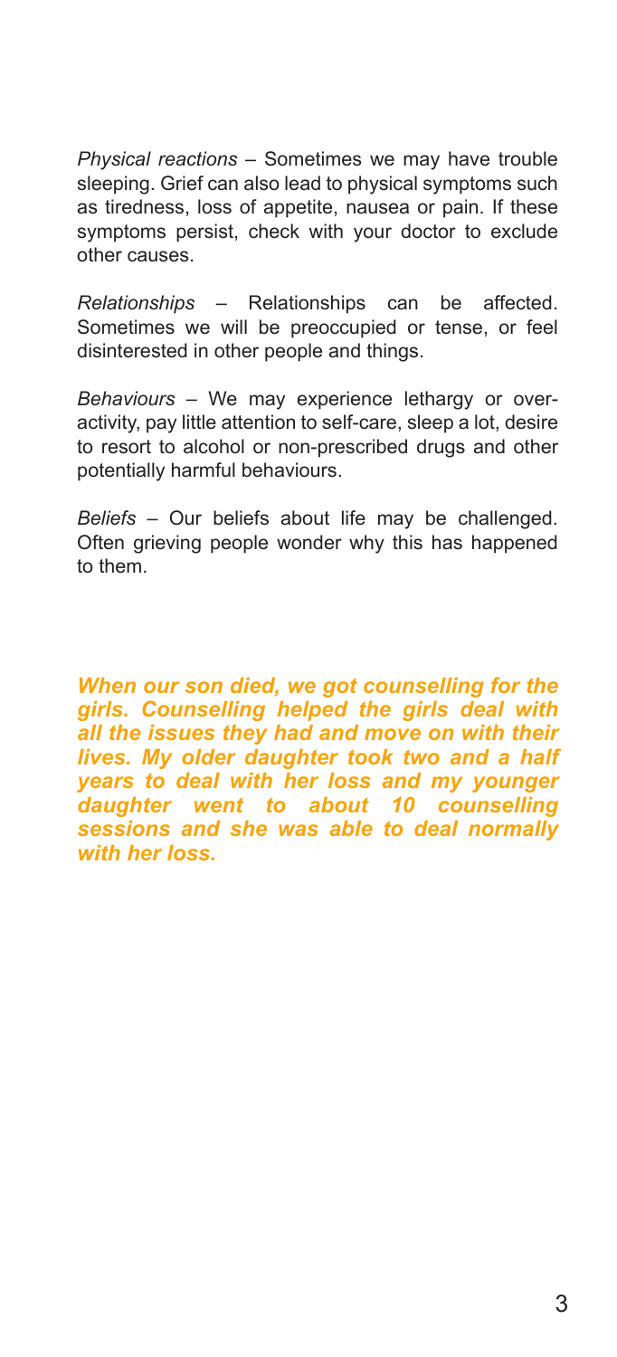*Physical reactions* – Sometimes we may have trouble sleeping. Grief can also lead to physical symptoms such as tiredness, loss of appetite, nausea or pain. If these symptoms persist, check with your doctor to exclude other causes.

*Relationships* – Relationships can be affected. Sometimes we will be preoccupied or tense, or feel disinterested in other people and things.

*Behaviours* – We may experience lethargy or over-activity, pay little attention to self-care, sleep a lot, desire to resort to alcohol or non-prescribed drugs and other potentially harmful behaviours.

*Beliefs* – Our beliefs about life may be challenged. Often grieving people wonder why this has happened to them.

***When our son died, we got counselling for the girls. Counselling helped the girls deal with all the issues they had and move on with their lives. My older daughter took two and a half years to deal with her loss and my younger daughter went to about 10 counselling sessions and she was able to deal normally with her loss.***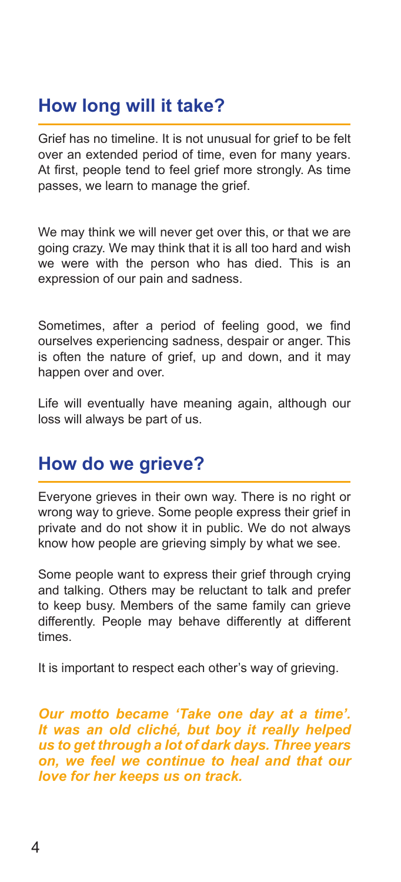## How long will it take?

Grief has no timeline. It is not unusual for grief to be felt over an extended period of time, even for many years. At first, people tend to feel grief more strongly. As time passes, we learn to manage the grief.

We may think we will never get over this, or that we are going crazy. We may think that it is all too hard and wish we were with the person who has died. This is an expression of our pain and sadness.

Sometimes, after a period of feeling good, we find ourselves experiencing sadness, despair or anger. This is often the nature of grief, up and down, and it may happen over and over.

Life will eventually have meaning again, although our loss will always be part of us.

## How do we grieve?

Everyone grieves in their own way. There is no right or wrong way to grieve. Some people express their grief in private and do not show it in public. We do not always know how people are grieving simply by what we see.

Some people want to express their grief through crying and talking. Others may be reluctant to talk and prefer to keep busy. Members of the same family can grieve differently. People may behave differently at different times.

It is important to respect each other's way of grieving.

***Our motto became 'Take one day at a time'. It was an old cliché, but boy it really helped us to get through a lot of dark days. Three years on, we feel we continue to heal and that our love for her keeps us on track.***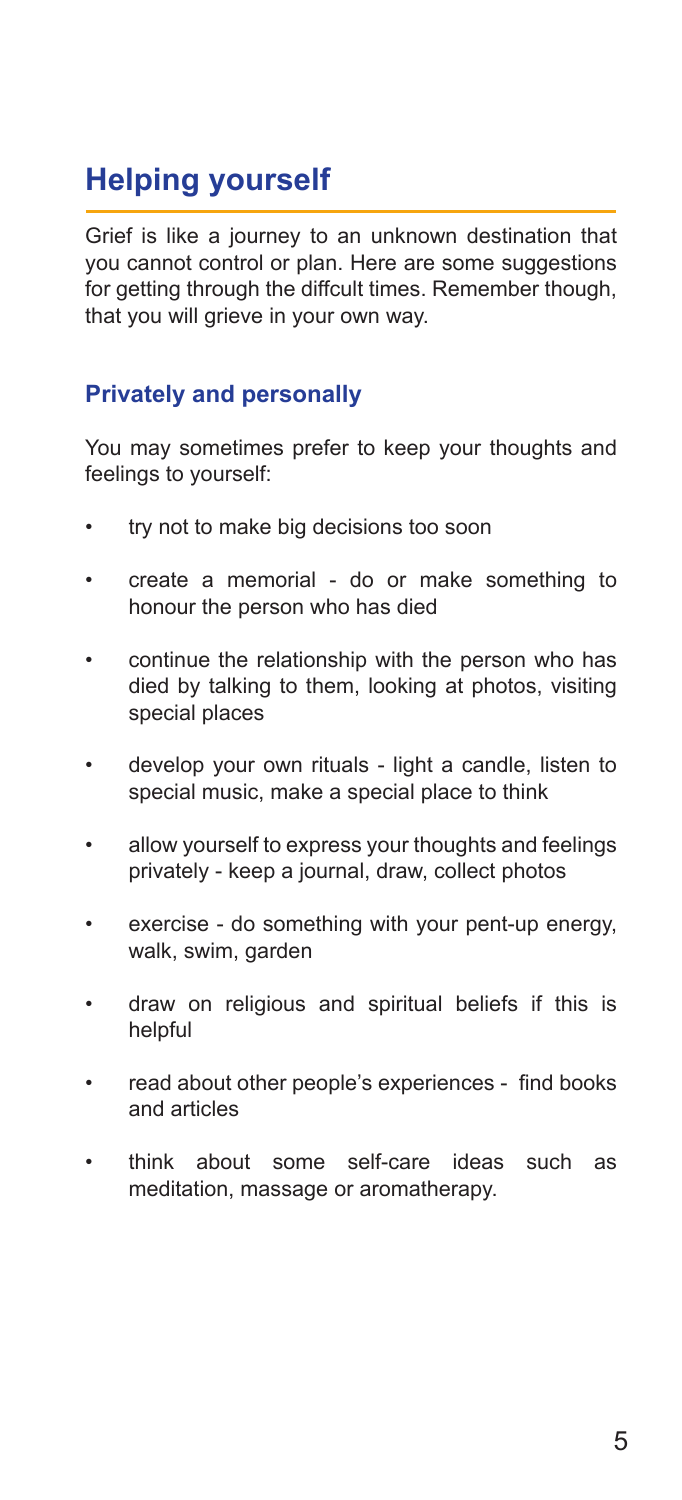## Helping yourself

Grief is like a journey to an unknown destination that you cannot control or plan. Here are some suggestions for getting through the diffcult times. Remember though, that you will grieve in your own way.

### Privately and personally

You may sometimes prefer to keep your thoughts and feelings to yourself:

- try not to make big decisions too soon
- create a memorial - do or make something to honour the person who has died
- continue the relationship with the person who has died by talking to them, looking at photos, visiting special places
- develop your own rituals - light a candle, listen to special music, make a special place to think
- allow yourself to express your thoughts and feelings privately - keep a journal, draw, collect photos
- exercise - do something with your pent-up energy, walk, swim, garden
- draw on religious and spiritual beliefs if this is helpful
- read about other people's experiences - find books and articles
- think about some self-care ideas such as meditation, massage or aromatherapy.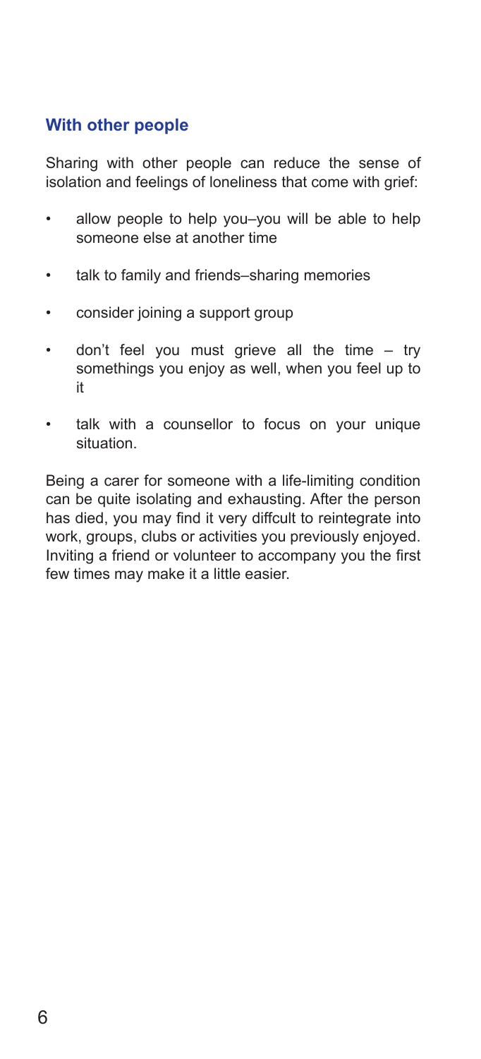### With other people

Sharing with other people can reduce the sense of isolation and feelings of loneliness that come with grief:

- allow people to help you–you will be able to help someone else at another time
- talk to family and friends–sharing memories
- consider joining a support group
- don't feel you must grieve all the time – try somethings you enjoy as well, when you feel up to it
- talk with a counsellor to focus on your unique situation.

Being a carer for someone with a life-limiting condition can be quite isolating and exhausting. After the person has died, you may find it very diffcult to reintegrate into work, groups, clubs or activities you previously enjoyed. Inviting a friend or volunteer to accompany you the first few times may make it a little easier.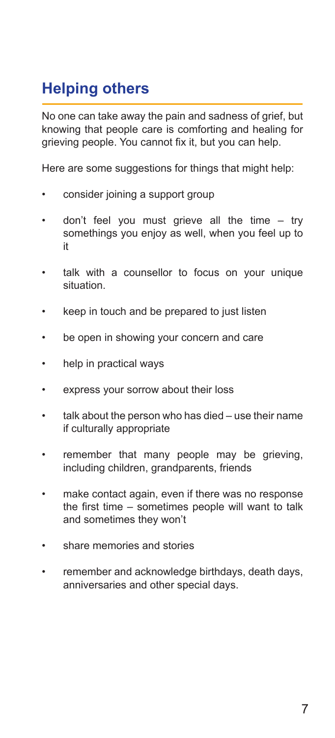## Helping others

No one can take away the pain and sadness of grief, but knowing that people care is comforting and healing for grieving people. You cannot fix it, but you can help.

Here are some suggestions for things that might help:

- consider joining a support group
- don't feel you must grieve all the time – try somethings you enjoy as well, when you feel up to it
- talk with a counsellor to focus on your unique situation.
- keep in touch and be prepared to just listen
- be open in showing your concern and care
- help in practical ways
- express your sorrow about their loss
- talk about the person who has died – use their name if culturally appropriate
- remember that many people may be grieving, including children, grandparents, friends
- make contact again, even if there was no response the first time – sometimes people will want to talk and sometimes they won't
- share memories and stories
- remember and acknowledge birthdays, death days, anniversaries and other special days.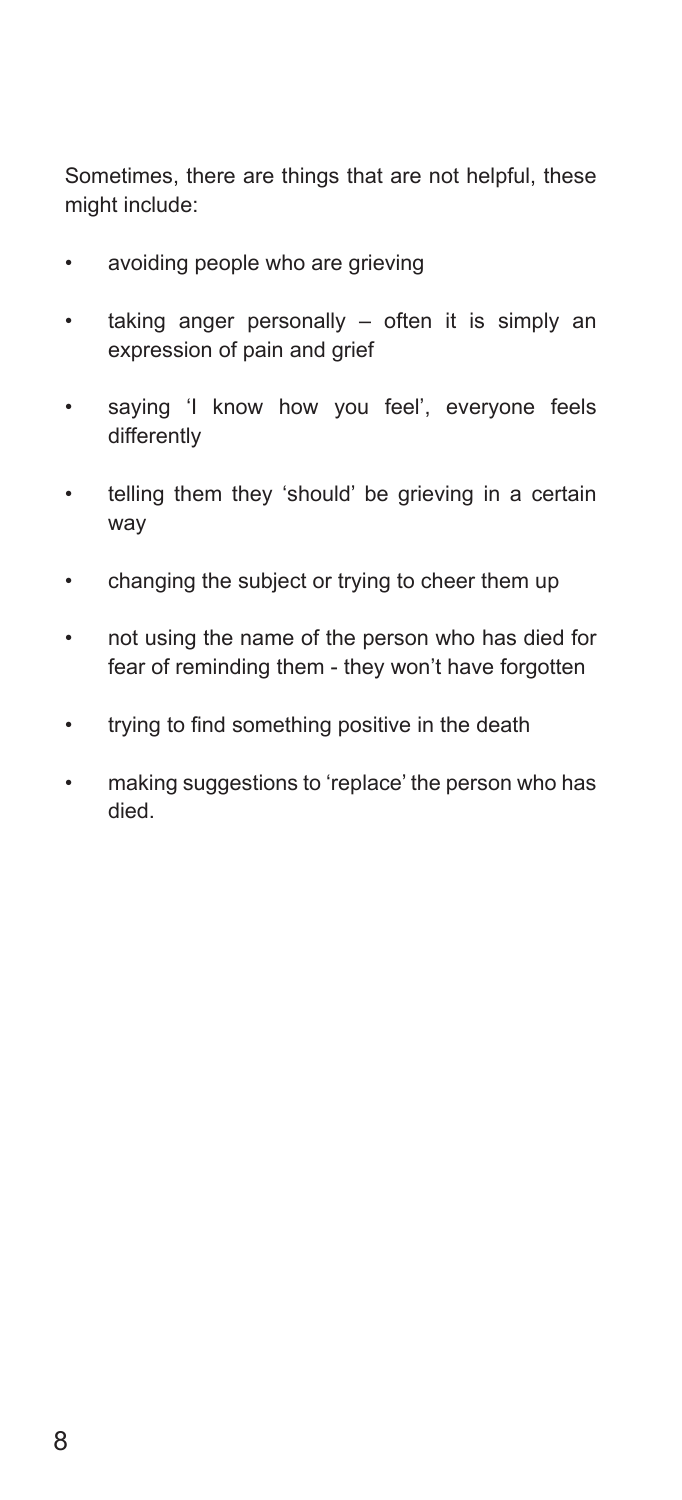Sometimes, there are things that are not helpful, these might include:

- avoiding people who are grieving
- taking anger personally – often it is simply an expression of pain and grief
- saying 'I know how you feel', everyone feels differently
- telling them they 'should' be grieving in a certain way
- changing the subject or trying to cheer them up
- not using the name of the person who has died for fear of reminding them - they won't have forgotten
- trying to find something positive in the death
- making suggestions to 'replace' the person who has died.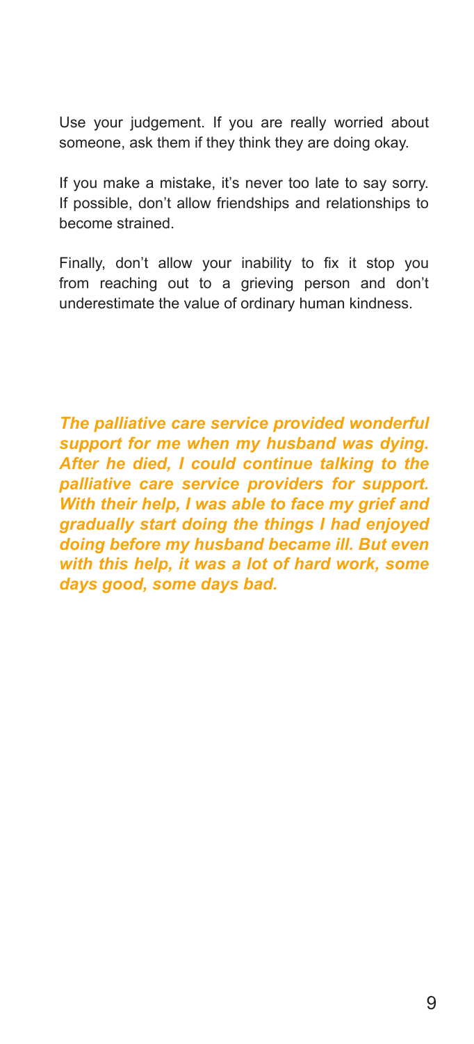Use your judgement. If you are really worried about someone, ask them if they think they are doing okay.

If you make a mistake, it's never too late to say sorry. If possible, don't allow friendships and relationships to become strained.

Finally, don't allow your inability to fix it stop you from reaching out to a grieving person and don't underestimate the value of ordinary human kindness.

***The palliative care service provided wonderful support for me when my husband was dying. After he died, I could continue talking to the palliative care service providers for support. With their help, I was able to face my grief and gradually start doing the things I had enjoyed doing before my husband became ill. But even with this help, it was a lot of hard work, some days good, some days bad.***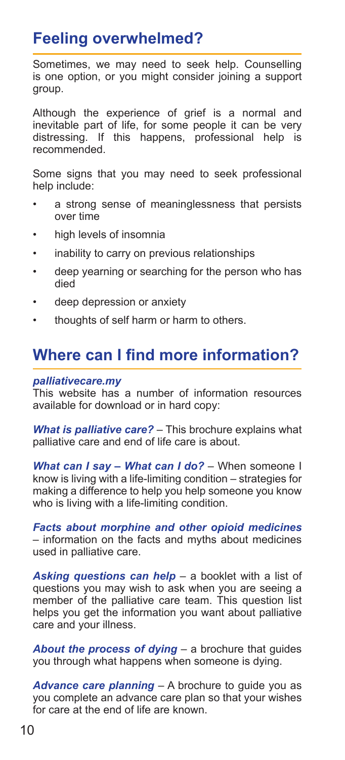## Feeling overwhelmed?

Sometimes, we may need to seek help. Counselling is one option, or you might consider joining a support group.

Although the experience of grief is a normal and inevitable part of life, for some people it can be very distressing. If this happens, professional help is recommended.

Some signs that you may need to seek professional help include:

- a strong sense of meaninglessness that persists over time
- high levels of insomnia
- inability to carry on previous relationships
- deep yearning or searching for the person who has died
- deep depression or anxiety
- thoughts of self harm or harm to others.

## Where can I find more information?

***palliativecare.my***

This website has a number of information resources available for download or in hard copy:

***What is palliative care?*** – This brochure explains what palliative care and end of life care is about.

***What can I say – What can I do?*** – When someone I know is living with a life-limiting condition – strategies for making a difference to help you help someone you know who is living with a life-limiting condition.

***Facts about morphine and other opioid medicines*** – information on the facts and myths about medicines used in palliative care.

***Asking questions can help*** – a booklet with a list of questions you may wish to ask when you are seeing a member of the palliative care team. This question list helps you get the information you want about palliative care and your illness.

***About the process of dying*** – a brochure that guides you through what happens when someone is dying.

***Advance care planning*** – A brochure to guide you as you complete an advance care plan so that your wishes for care at the end of life are known.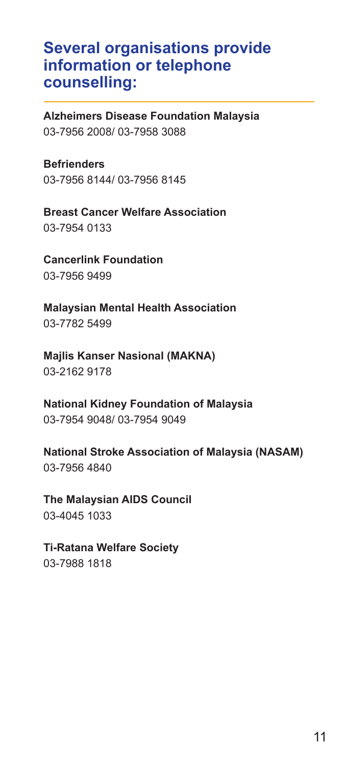## Several organisations provide information or telephone counselling:

**Alzheimers Disease Foundation Malaysia**
03-7956 2008/ 03-7958 3088

**Befrienders**
03-7956 8144/ 03-7956 8145

**Breast Cancer Welfare Association**
03-7954 0133

**Cancerlink Foundation**
03-7956 9499

**Malaysian Mental Health Association**
03-7782 5499

**Majlis Kanser Nasional (MAKNA)**
03-2162 9178

**National Kidney Foundation of Malaysia**
03-7954 9048/ 03-7954 9049

**National Stroke Association of Malaysia (NASAM)**
03-7956 4840

**The Malaysian AIDS Council**
03-4045 1033

**Ti-Ratana Welfare Society**
03-7988 1818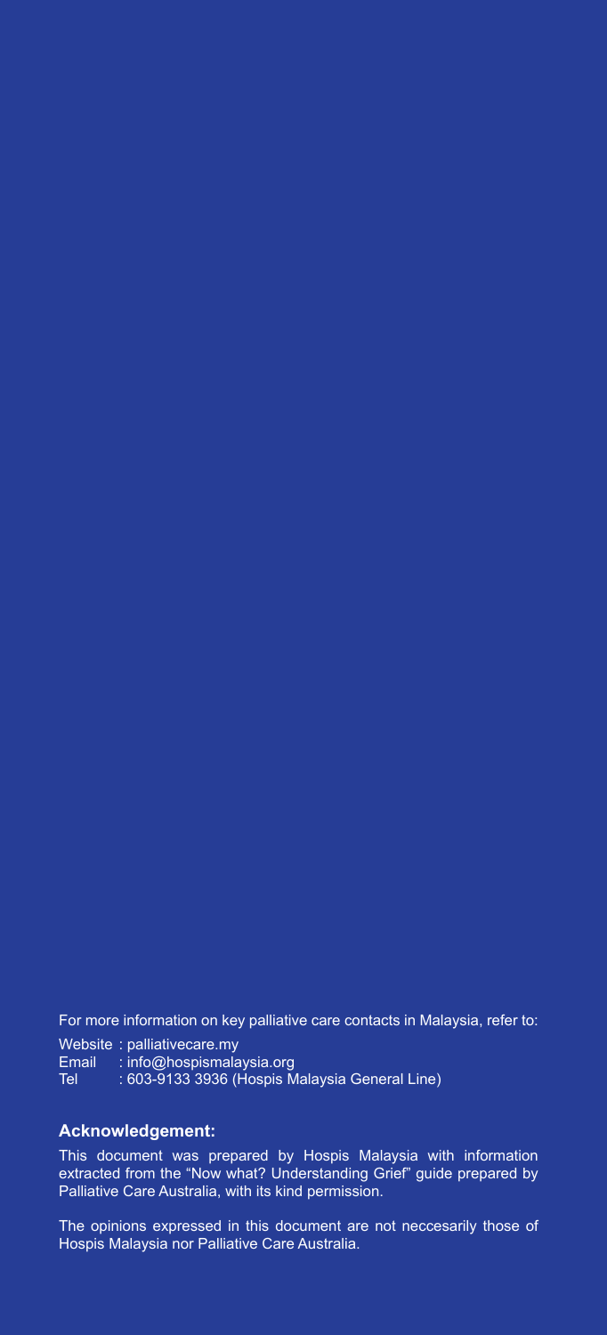For more information on key palliative care contacts in Malaysia, refer to:

Website : palliativecare.my
Email : info@hospismalaysia.org
Tel : 603-9133 3936 (Hospis Malaysia General Line)

**Acknowledgement:**

This document was prepared by Hospis Malaysia with information extracted from the "Now what? Understanding Grief" guide prepared by Palliative Care Australia, with its kind permission.

The opinions expressed in this document are not neccesarily those of Hospis Malaysia nor Palliative Care Australia.